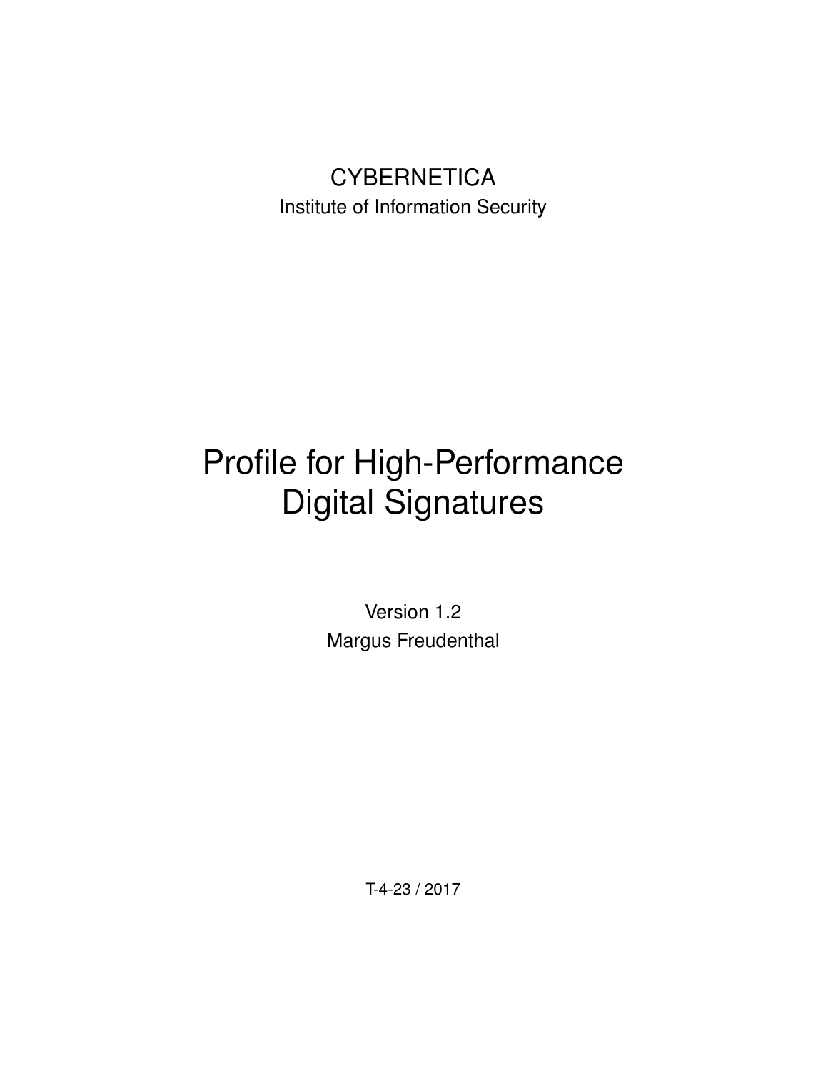CYBERNETICA

Institute of Information Security

# Profile for High-Performance Digital Signatures

Version 1.2

Margus Freudenthal

T-4-23 / 2017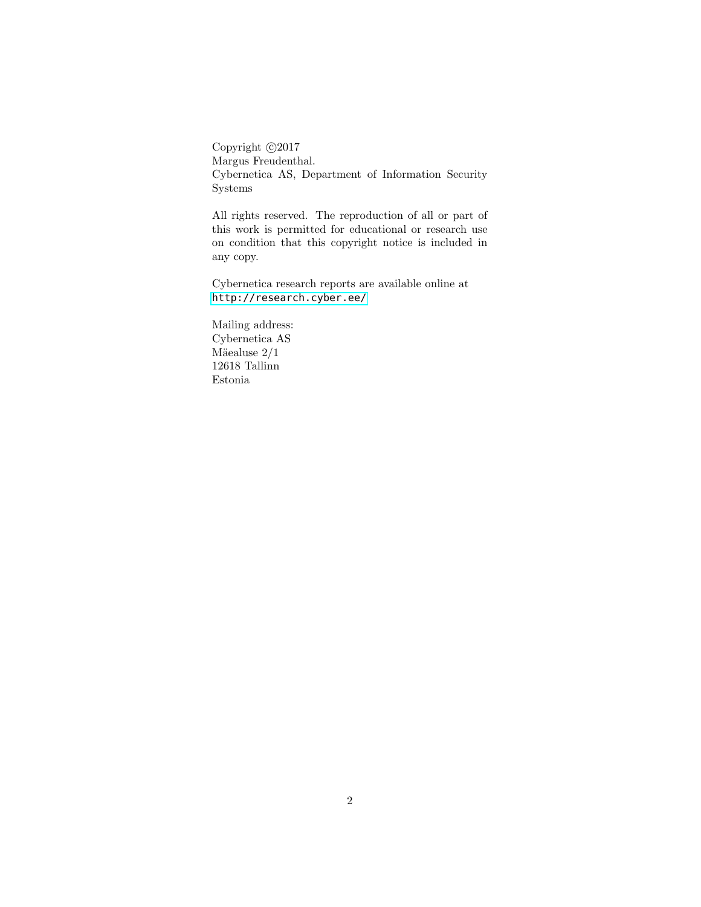Copyright ©2017
Margus Freudenthal.
Cybernetica AS, Department of Information Security Systems

All rights reserved. The reproduction of all or part of this work is permitted for educational or research use on condition that this copyright notice is included in any copy.

Cybernetica research reports are available online at
http://research.cyber.ee/

Mailing address:
Cybernetica AS
Mäealuse 2/1
12618 Tallinn
Estonia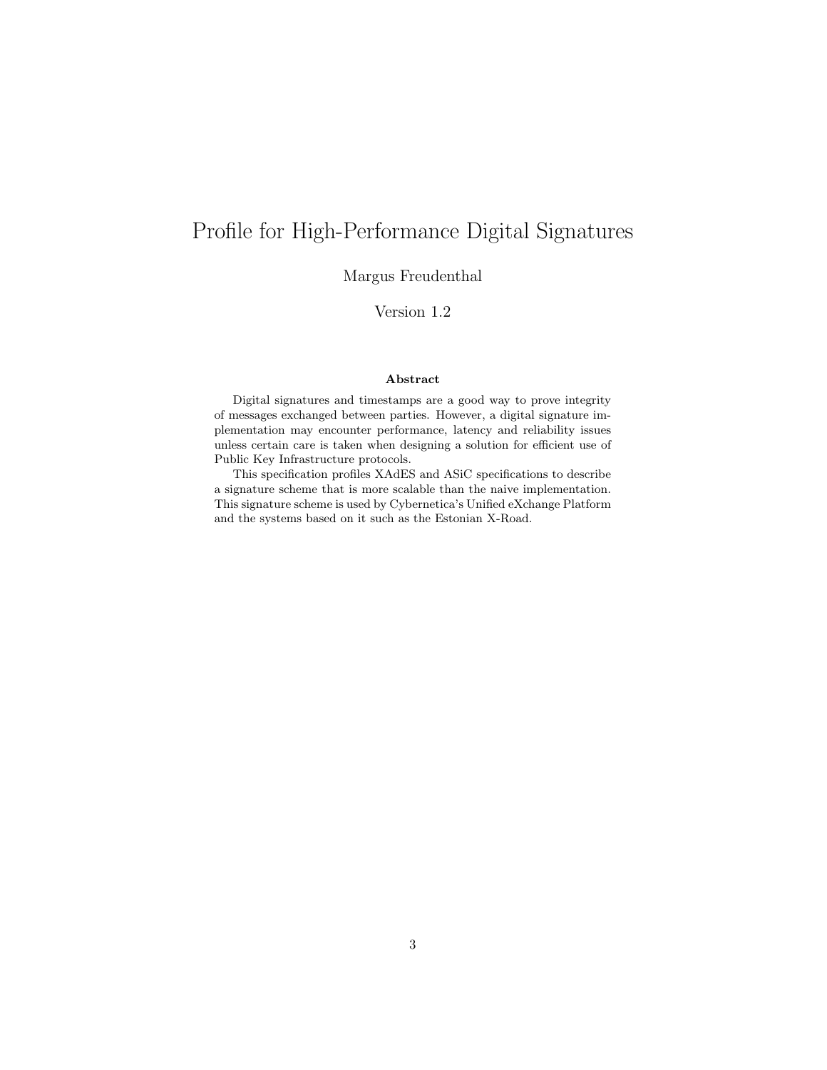# Profile for High-Performance Digital Signatures

Margus Freudenthal

Version 1.2

**Abstract**

Digital signatures and timestamps are a good way to prove integrity of messages exchanged between parties. However, a digital signature implementation may encounter performance, latency and reliability issues unless certain care is taken when designing a solution for efficient use of Public Key Infrastructure protocols.

This specification profiles XAdES and ASiC specifications to describe a signature scheme that is more scalable than the naive implementation. This signature scheme is used by Cybernetica's Unified eXchange Platform and the systems based on it such as the Estonian X-Road.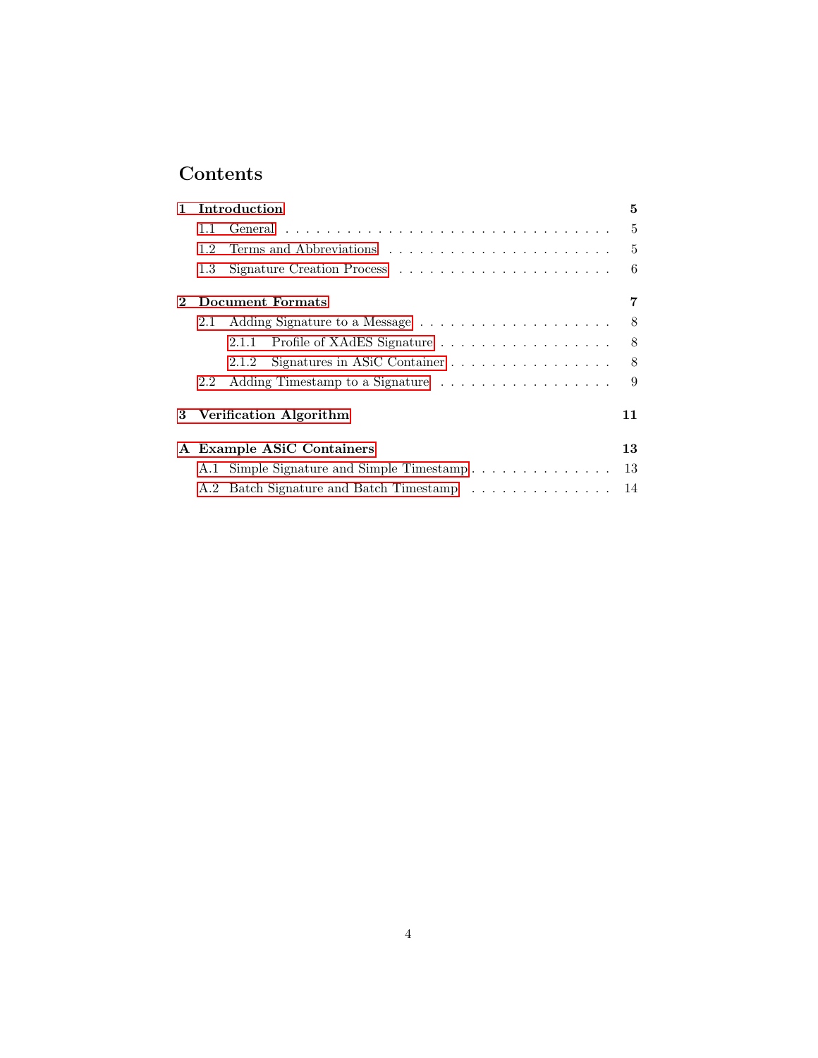# Contents

- **1 Introduction** — **5**
  - 1.1 General — 5
  - 1.2 Terms and Abbreviations — 5
  - 1.3 Signature Creation Process — 6
- **2 Document Formats** — **7**
  - 2.1 Adding Signature to a Message — 8
    - 2.1.1 Profile of XAdES Signature — 8
    - 2.1.2 Signatures in ASiC Container — 8
  - 2.2 Adding Timestamp to a Signature — 9
- **3 Verification Algorithm** — **11**
- **A Example ASiC Containers** — **13**
  - A.1 Simple Signature and Simple Timestamp — 13
  - A.2 Batch Signature and Batch Timestamp — 14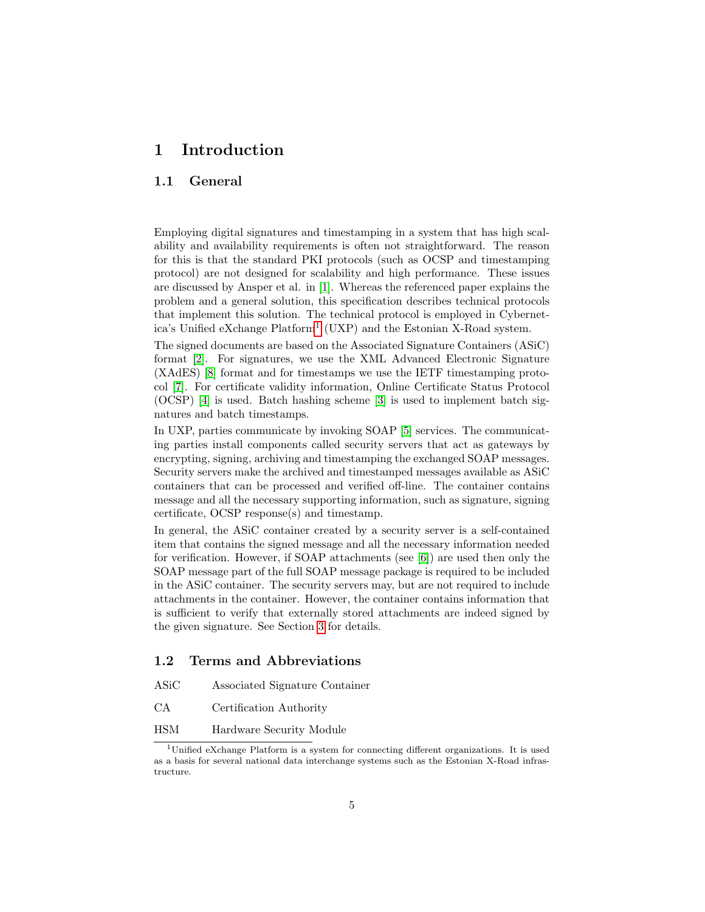# 1 Introduction

## 1.1 General

Employing digital signatures and timestamping in a system that has high scalability and availability requirements is often not straightforward. The reason for this is that the standard PKI protocols (such as OCSP and timestamping protocol) are not designed for scalability and high performance. These issues are discussed by Ansper et al. in [1]. Whereas the referenced paper explains the problem and a general solution, this specification describes technical protocols that implement this solution. The technical protocol is employed in Cybernetica's Unified eXchange Platform[1] (UXP) and the Estonian X-Road system.

The signed documents are based on the Associated Signature Containers (ASiC) format [2]. For signatures, we use the XML Advanced Electronic Signature (XAdES) [8] format and for timestamps we use the IETF timestamping protocol [7]. For certificate validity information, Online Certificate Status Protocol (OCSP) [4] is used. Batch hashing scheme [3] is used to implement batch signatures and batch timestamps.

In UXP, parties communicate by invoking SOAP [5] services. The communicating parties install components called security servers that act as gateways by encrypting, signing, archiving and timestamping the exchanged SOAP messages. Security servers make the archived and timestamped messages available as ASiC containers that can be processed and verified off-line. The container contains message and all the necessary supporting information, such as signature, signing certificate, OCSP response(s) and timestamp.

In general, the ASiC container created by a security server is a self-contained item that contains the signed message and all the necessary information needed for verification. However, if SOAP attachments (see [6]) are used then only the SOAP message part of the full SOAP message package is required to be included in the ASiC container. The security servers may, but are not required to include attachments in the container. However, the container contains information that is sufficient to verify that externally stored attachments are indeed signed by the given signature. See Section 3 for details.

## 1.2 Terms and Abbreviations

ASiC Associated Signature Container

CA Certification Authority

HSM Hardware Security Module

[1] Unified eXchange Platform is a system for connecting different organizations. It is used as a basis for several national data interchange systems such as the Estonian X-Road infrastructure.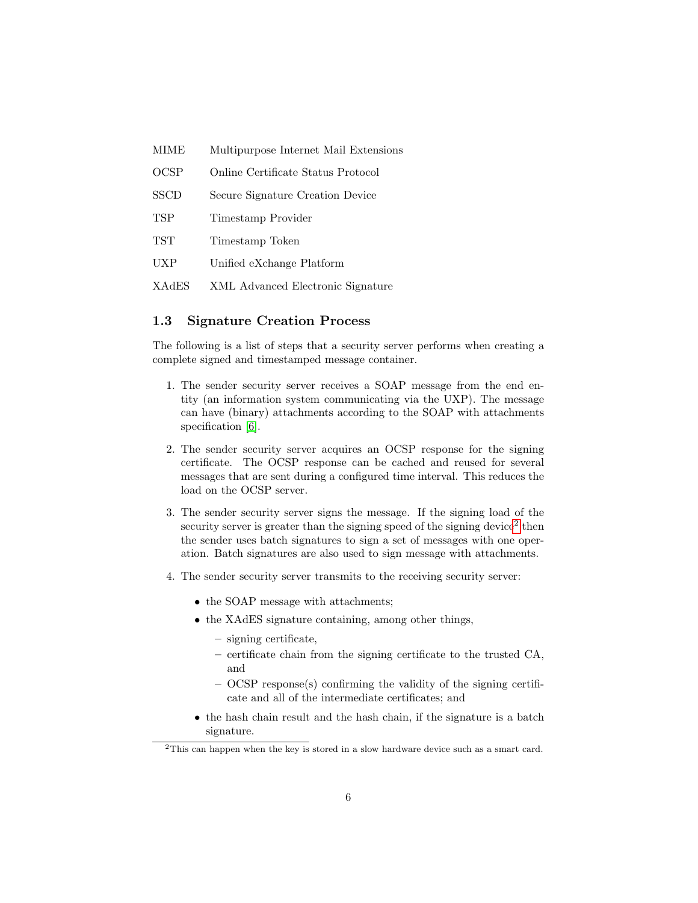| | |
|---|---|
| MIME | Multipurpose Internet Mail Extensions |
| OCSP | Online Certificate Status Protocol |
| SSCD | Secure Signature Creation Device |
| TSP | Timestamp Provider |
| TST | Timestamp Token |
| UXP | Unified eXchange Platform |
| XAdES | XML Advanced Electronic Signature |

### 1.3 Signature Creation Process

The following is a list of steps that a security server performs when creating a complete signed and timestamped message container.

1. The sender security server receives a SOAP message from the end entity (an information system communicating via the UXP). The message can have (binary) attachments according to the SOAP with attachments specification [6].

2. The sender security server acquires an OCSP response for the signing certificate. The OCSP response can be cached and reused for several messages that are sent during a configured time interval. This reduces the load on the OCSP server.

3. The sender security server signs the message. If the signing load of the security server is greater than the signing speed of the signing device[2] then the sender uses batch signatures to sign a set of messages with one operation. Batch signatures are also used to sign message with attachments.

4. The sender security server transmits to the receiving security server:

   - the SOAP message with attachments;
   - the XAdES signature containing, among other things,
     - signing certificate,
     - certificate chain from the signing certificate to the trusted CA, and
     - OCSP response(s) confirming the validity of the signing certificate and all of the intermediate certificates; and
   - the hash chain result and the hash chain, if the signature is a batch signature.

[2] This can happen when the key is stored in a slow hardware device such as a smart card.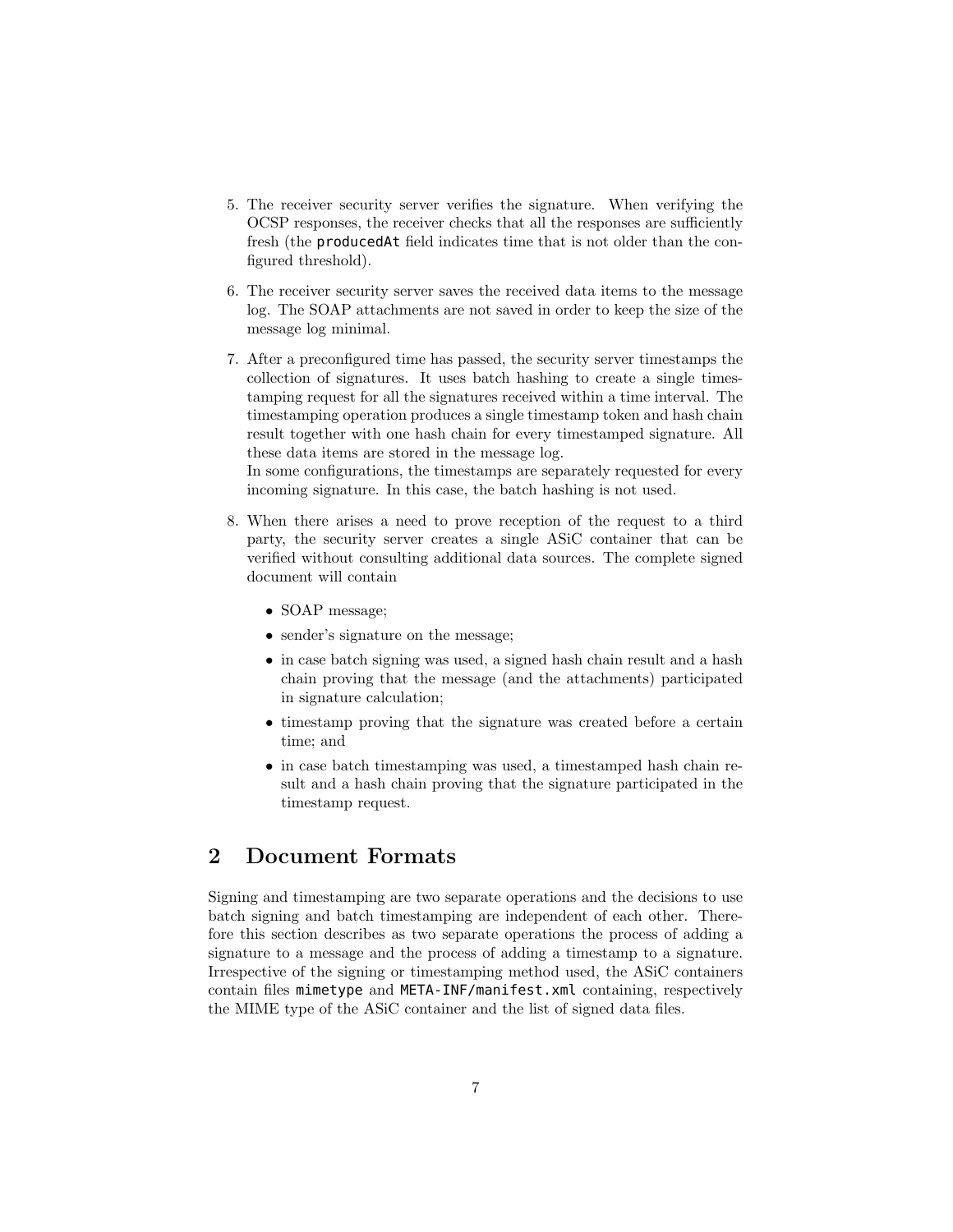5. The receiver security server verifies the signature. When verifying the OCSP responses, the receiver checks that all the responses are sufficiently fresh (the `producedAt` field indicates time that is not older than the configured threshold).

6. The receiver security server saves the received data items to the message log. The SOAP attachments are not saved in order to keep the size of the message log minimal.

7. After a preconfigured time has passed, the security server timestamps the collection of signatures. It uses batch hashing to create a single timestamping request for all the signatures received within a time interval. The timestamping operation produces a single timestamp token and hash chain result together with one hash chain for every timestamped signature. All these data items are stored in the message log.
   In some configurations, the timestamps are separately requested for every incoming signature. In this case, the batch hashing is not used.

8. When there arises a need to prove reception of the request to a third party, the security server creates a single ASiC container that can be verified without consulting additional data sources. The complete signed document will contain

   - SOAP message;
   - sender's signature on the message;
   - in case batch signing was used, a signed hash chain result and a hash chain proving that the message (and the attachments) participated in signature calculation;
   - timestamp proving that the signature was created before a certain time; and
   - in case batch timestamping was used, a timestamped hash chain result and a hash chain proving that the signature participated in the timestamp request.

## 2 Document Formats

Signing and timestamping are two separate operations and the decisions to use batch signing and batch timestamping are independent of each other. Therefore this section describes as two separate operations the process of adding a signature to a message and the process of adding a timestamp to a signature. Irrespective of the signing or timestamping method used, the ASiC containers contain files `mimetype` and `META-INF/manifest.xml` containing, respectively the MIME type of the ASiC container and the list of signed data files.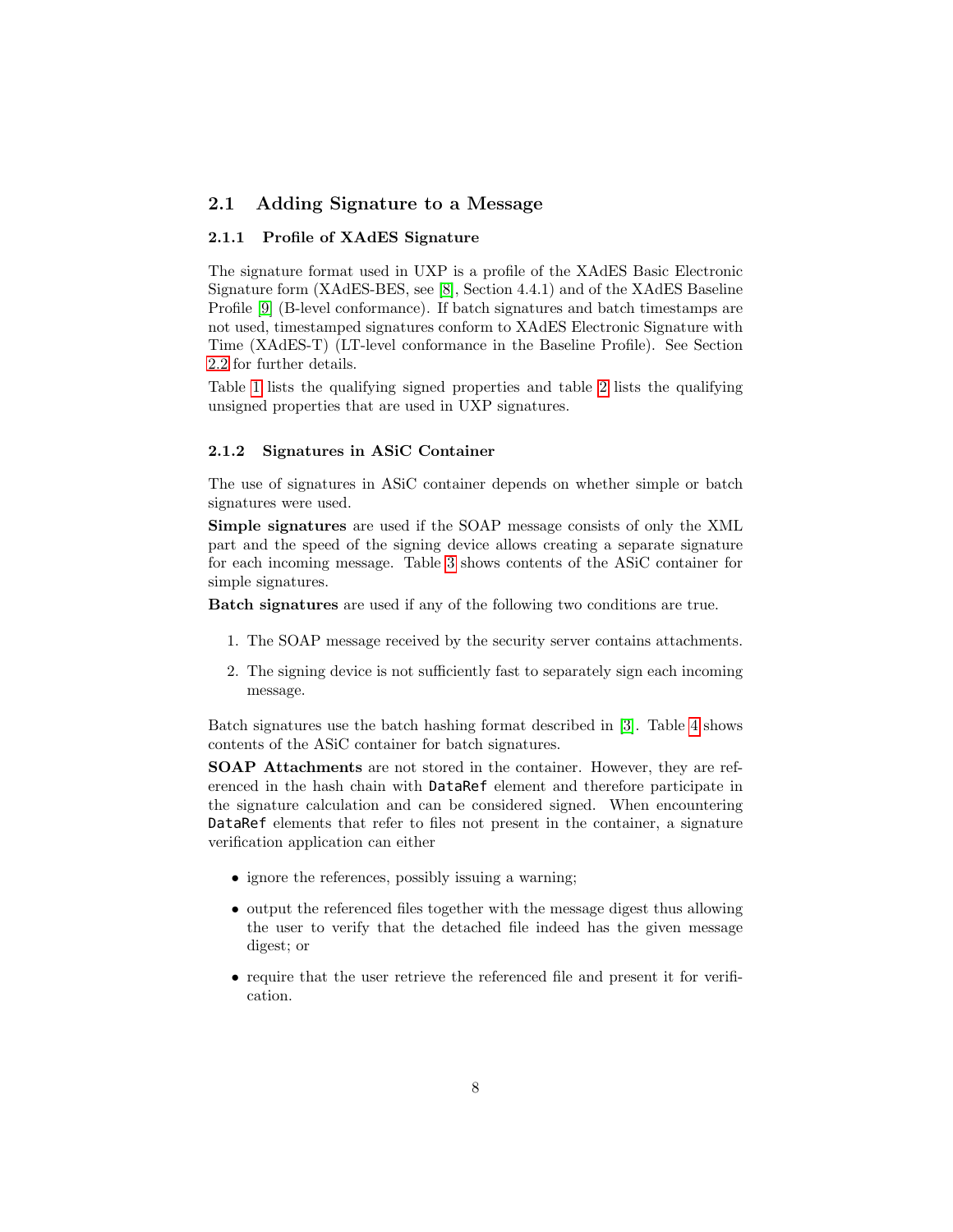## 2.1 Adding Signature to a Message

### 2.1.1 Profile of XAdES Signature

The signature format used in UXP is a profile of the XAdES Basic Electronic Signature form (XAdES-BES, see [8], Section 4.4.1) and of the XAdES Baseline Profile [9] (B-level conformance). If batch signatures and batch timestamps are not used, timestamped signatures conform to XAdES Electronic Signature with Time (XAdES-T) (LT-level conformance in the Baseline Profile). See Section 2.2 for further details.

Table 1 lists the qualifying signed properties and table 2 lists the qualifying unsigned properties that are used in UXP signatures.

### 2.1.2 Signatures in ASiC Container

The use of signatures in ASiC container depends on whether simple or batch signatures were used.

**Simple signatures** are used if the SOAP message consists of only the XML part and the speed of the signing device allows creating a separate signature for each incoming message. Table 3 shows contents of the ASiC container for simple signatures.

**Batch signatures** are used if any of the following two conditions are true.

1. The SOAP message received by the security server contains attachments.
2. The signing device is not sufficiently fast to separately sign each incoming message.

Batch signatures use the batch hashing format described in [3]. Table 4 shows contents of the ASiC container for batch signatures.

**SOAP Attachments** are not stored in the container. However, they are referenced in the hash chain with `DataRef` element and therefore participate in the signature calculation and can be considered signed. When encountering `DataRef` elements that refer to files not present in the container, a signature verification application can either

- ignore the references, possibly issuing a warning;
- output the referenced files together with the message digest thus allowing the user to verify that the detached file indeed has the given message digest; or
- require that the user retrieve the referenced file and present it for verification.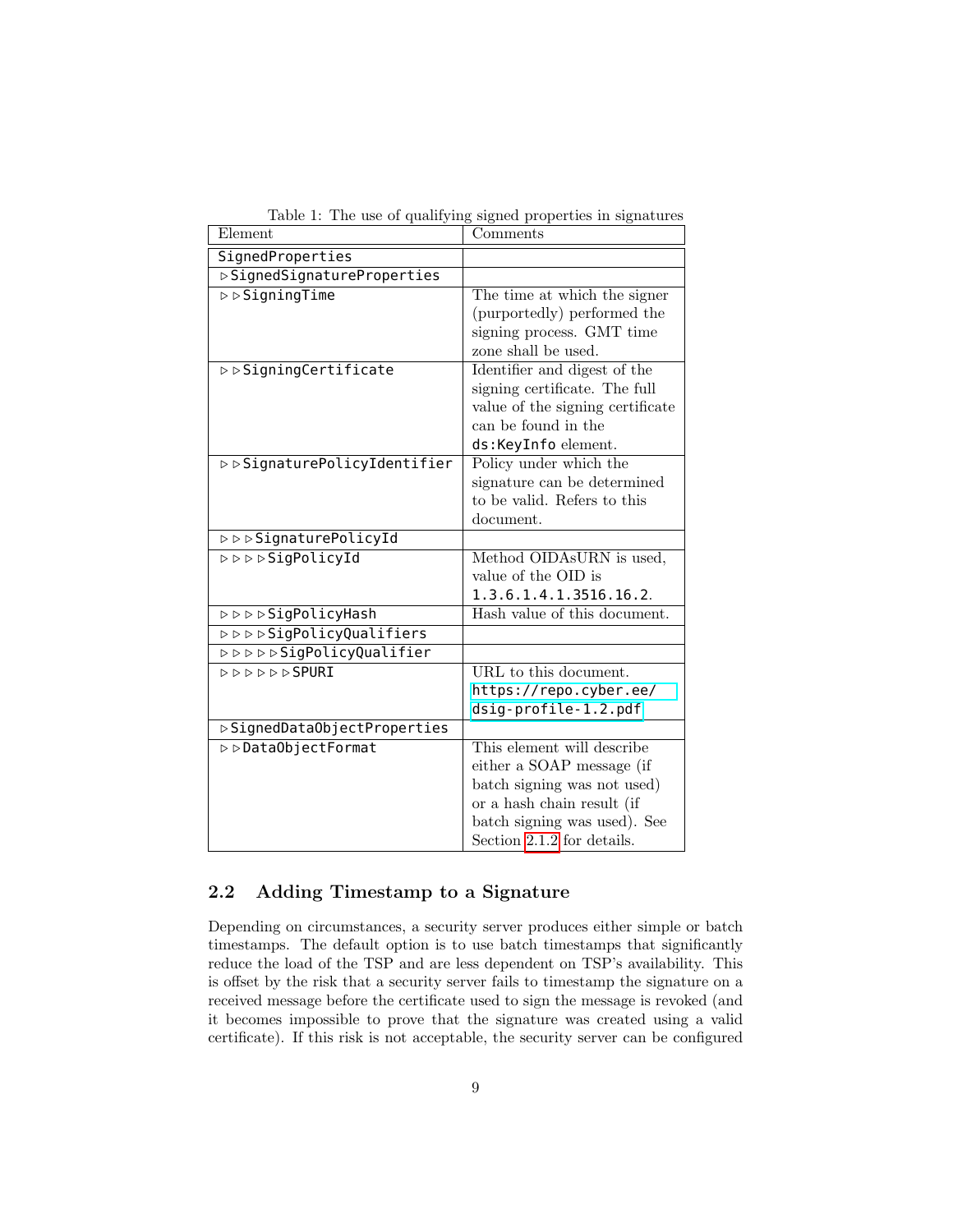Table 1: The use of qualifying signed properties in signatures

| Element | Comments |
| --- | --- |
| `SignedProperties` | |
| ▷`SignedSignatureProperties` | |
| ▷▷`SigningTime` | The time at which the signer (purportedly) performed the signing process. GMT time zone shall be used. |
| ▷▷`SigningCertificate` | Identifier and digest of the signing certificate. The full value of the signing certificate can be found in the `ds:KeyInfo` element. |
| ▷▷`SignaturePolicyIdentifier` | Policy under which the signature can be determined to be valid. Refers to this document. |
| ▷▷▷`SignaturePolicyId` | |
| ▷▷▷▷`SigPolicyId` | Method OIDAsURN is used, value of the OID is `1.3.6.1.4.1.3516.16.2`. |
| ▷▷▷▷`SigPolicyHash` | Hash value of this document. |
| ▷▷▷▷`SigPolicyQualifiers` | |
| ▷▷▷▷▷`SigPolicyQualifier` | |
| ▷▷▷▷▷▷`SPURI` | URL to this document. `https://repo.cyber.ee/dsig-profile-1.2.pdf` |
| ▷`SignedDataObjectProperties` | |
| ▷▷`DataObjectFormat` | This element will describe either a SOAP message (if batch signing was not used) or a hash chain result (if batch signing was used). See Section 2.1.2 for details. |

## 2.2 Adding Timestamp to a Signature

Depending on circumstances, a security server produces either simple or batch timestamps. The default option is to use batch timestamps that significantly reduce the load of the TSP and are less dependent on TSP's availability. This is offset by the risk that a security server fails to timestamp the signature on a received message before the certificate used to sign the message is revoked (and it becomes impossible to prove that the signature was created using a valid certificate). If this risk is not acceptable, the security server can be configured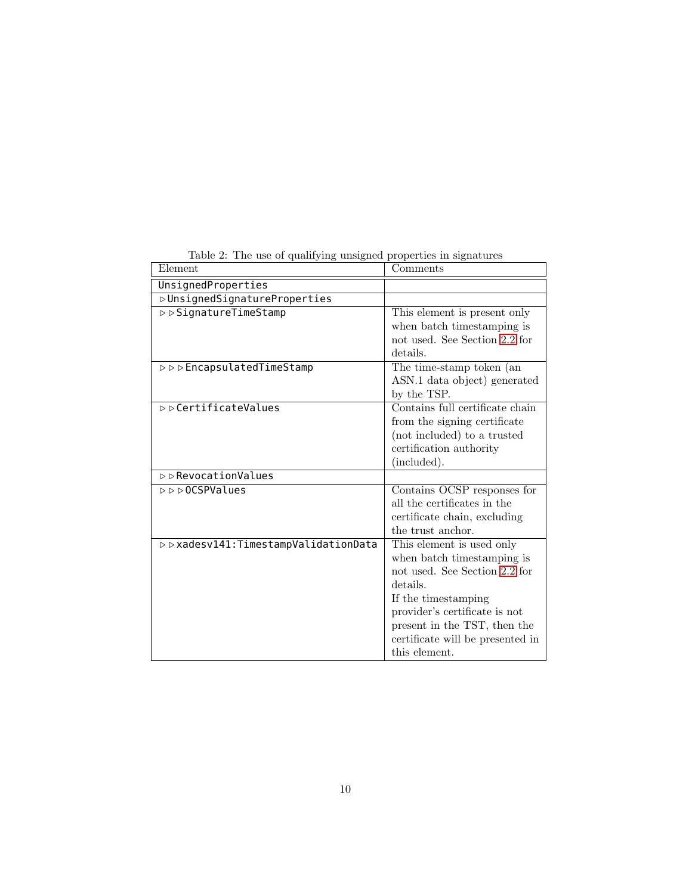Table 2: The use of qualifying unsigned properties in signatures

| Element | Comments |
|---|---|
| `UnsignedProperties` | |
| ▷`UnsignedSignatureProperties` | |
| ▷▷`SignatureTimeStamp` | This element is present only when batch timestamping is not used. See Section 2.2 for details. |
| ▷▷▷`EncapsulatedTimeStamp` | The time-stamp token (an ASN.1 data object) generated by the TSP. |
| ▷▷`CertificateValues` | Contains full certificate chain from the signing certificate (not included) to a trusted certification authority (included). |
| ▷▷`RevocationValues` | |
| ▷▷▷`OCSPValues` | Contains OCSP responses for all the certificates in the certificate chain, excluding the trust anchor. |
| ▷▷`xadesv141:TimestampValidationData` | This element is used only when batch timestamping is not used. See Section 2.2 for details. If the timestamping provider's certificate is not present in the TST, then the certificate will be presented in this element. |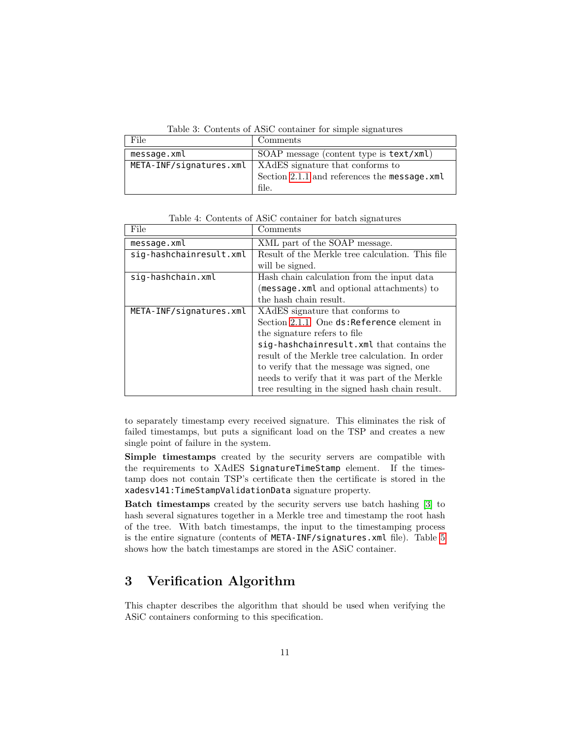Table 3: Contents of ASiC container for simple signatures

| File | Comments |
|---|---|
| `message.xml` | SOAP message (content type is `text/xml`) |
| `META-INF/signatures.xml` | XAdES signature that conforms to Section 2.1.1 and references the `message.xml` file. |

Table 4: Contents of ASiC container for batch signatures

| File | Comments |
|---|---|
| `message.xml` | XML part of the SOAP message. |
| `sig-hashchainresult.xml` | Result of the Merkle tree calculation. This file will be signed. |
| `sig-hashchain.xml` | Hash chain calculation from the input data (`message.xml` and optional attachments) to the hash chain result. |
| `META-INF/signatures.xml` | XAdES signature that conforms to Section 2.1.1. One `ds:Reference` element in the signature refers to file `sig-hashchainresult.xml` that contains the result of the Merkle tree calculation. In order to verify that the message was signed, one needs to verify that it was part of the Merkle tree resulting in the signed hash chain result. |

to separately timestamp every received signature. This eliminates the risk of failed timestamps, but puts a significant load on the TSP and creates a new single point of failure in the system.

**Simple timestamps** created by the security servers are compatible with the requirements to XAdES `SignatureTimeStamp` element. If the timestamp does not contain TSP's certificate then the certificate is stored in the `xadesv141:TimeStampValidationData` signature property.

**Batch timestamps** created by the security servers use batch hashing [3] to hash several signatures together in a Merkle tree and timestamp the root hash of the tree. With batch timestamps, the input to the timestamping process is the entire signature (contents of `META-INF/signatures.xml` file). Table 5 shows how the batch timestamps are stored in the ASiC container.

# 3 Verification Algorithm

This chapter describes the algorithm that should be used when verifying the ASiC containers conforming to this specification.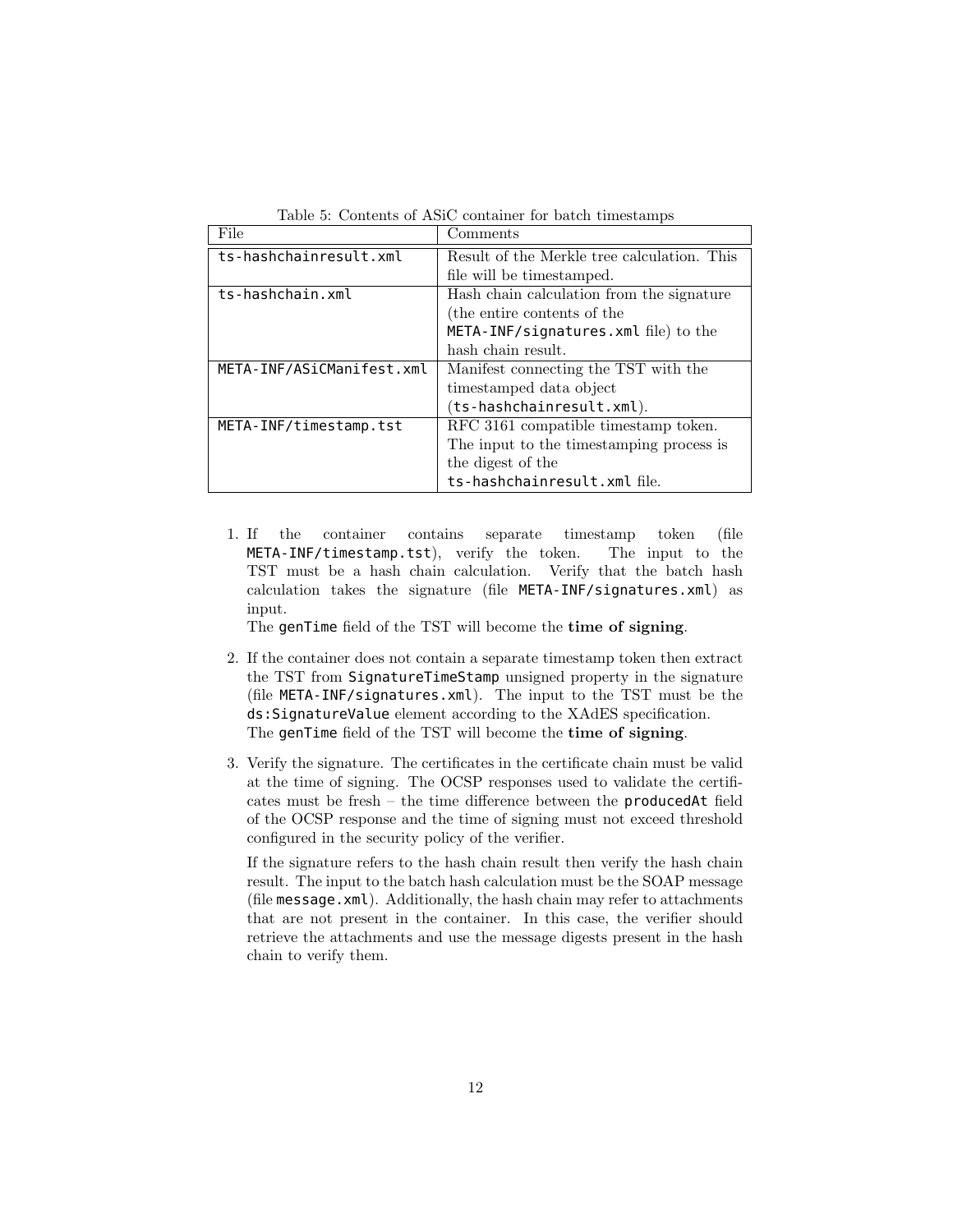Table 5: Contents of ASiC container for batch timestamps

| File | Comments |
| --- | --- |
| `ts-hashchainresult.xml` | Result of the Merkle tree calculation. This file will be timestamped. |
| `ts-hashchain.xml` | Hash chain calculation from the signature (the entire contents of the `META-INF/signatures.xml` file) to the hash chain result. |
| `META-INF/ASiCManifest.xml` | Manifest connecting the TST with the timestamped data object (`ts-hashchainresult.xml`). |
| `META-INF/timestamp.tst` | RFC 3161 compatible timestamp token. The input to the timestamping process is the digest of the `ts-hashchainresult.xml` file. |

1. If the container contains separate timestamp token (file `META-INF/timestamp.tst`), verify the token. The input to the TST must be a hash chain calculation. Verify that the batch hash calculation takes the signature (file `META-INF/signatures.xml`) as input.
   The `genTime` field of the TST will become the **time of signing**.

2. If the container does not contain a separate timestamp token then extract the TST from `SignatureTimeStamp` unsigned property in the signature (file `META-INF/signatures.xml`). The input to the TST must be the `ds:SignatureValue` element according to the XAdES specification.
   The `genTime` field of the TST will become the **time of signing**.

3. Verify the signature. The certificates in the certificate chain must be valid at the time of signing. The OCSP responses used to validate the certificates must be fresh – the time difference between the `producedAt` field of the OCSP response and the time of signing must not exceed threshold configured in the security policy of the verifier.

   If the signature refers to the hash chain result then verify the hash chain result. The input to the batch hash calculation must be the SOAP message (file `message.xml`). Additionally, the hash chain may refer to attachments that are not present in the container. In this case, the verifier should retrieve the attachments and use the message digests present in the hash chain to verify them.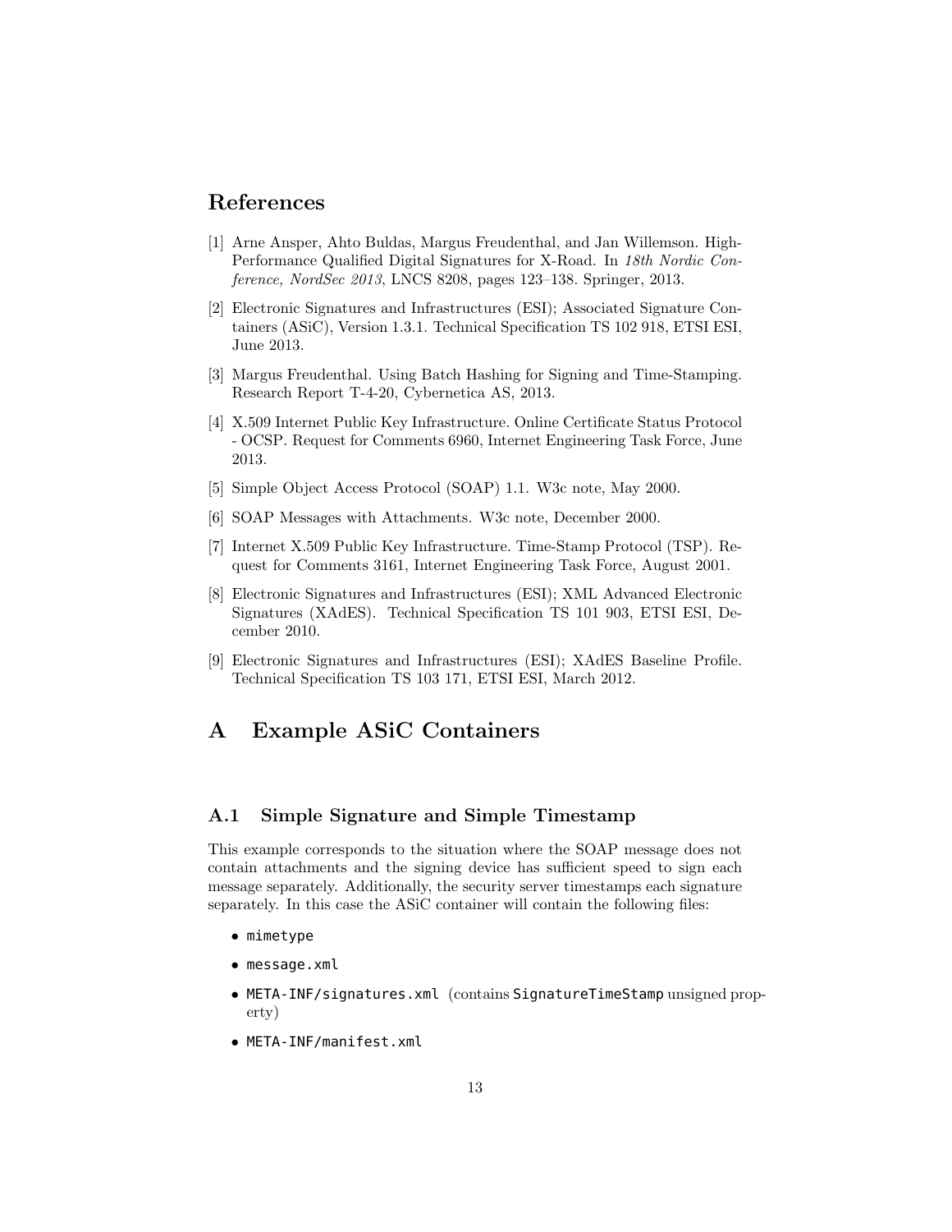## References

[1] Arne Ansper, Ahto Buldas, Margus Freudenthal, and Jan Willemson. High-Performance Qualified Digital Signatures for X-Road. In *18th Nordic Conference, NordSec 2013*, LNCS 8208, pages 123–138. Springer, 2013.

[2] Electronic Signatures and Infrastructures (ESI); Associated Signature Containers (ASiC), Version 1.3.1. Technical Specification TS 102 918, ETSI ESI, June 2013.

[3] Margus Freudenthal. Using Batch Hashing for Signing and Time-Stamping. Research Report T-4-20, Cybernetica AS, 2013.

[4] X.509 Internet Public Key Infrastructure. Online Certificate Status Protocol - OCSP. Request for Comments 6960, Internet Engineering Task Force, June 2013.

[5] Simple Object Access Protocol (SOAP) 1.1. W3c note, May 2000.

[6] SOAP Messages with Attachments. W3c note, December 2000.

[7] Internet X.509 Public Key Infrastructure. Time-Stamp Protocol (TSP). Request for Comments 3161, Internet Engineering Task Force, August 2001.

[8] Electronic Signatures and Infrastructures (ESI); XML Advanced Electronic Signatures (XAdES). Technical Specification TS 101 903, ETSI ESI, December 2010.

[9] Electronic Signatures and Infrastructures (ESI); XAdES Baseline Profile. Technical Specification TS 103 171, ETSI ESI, March 2012.

# A Example ASiC Containers

## A.1 Simple Signature and Simple Timestamp

This example corresponds to the situation where the SOAP message does not contain attachments and the signing device has sufficient speed to sign each message separately. Additionally, the security server timestamps each signature separately. In this case the ASiC container will contain the following files:

- `mimetype`
- `message.xml`
- `META-INF/signatures.xml` (contains `SignatureTimeStamp` unsigned property)
- `META-INF/manifest.xml`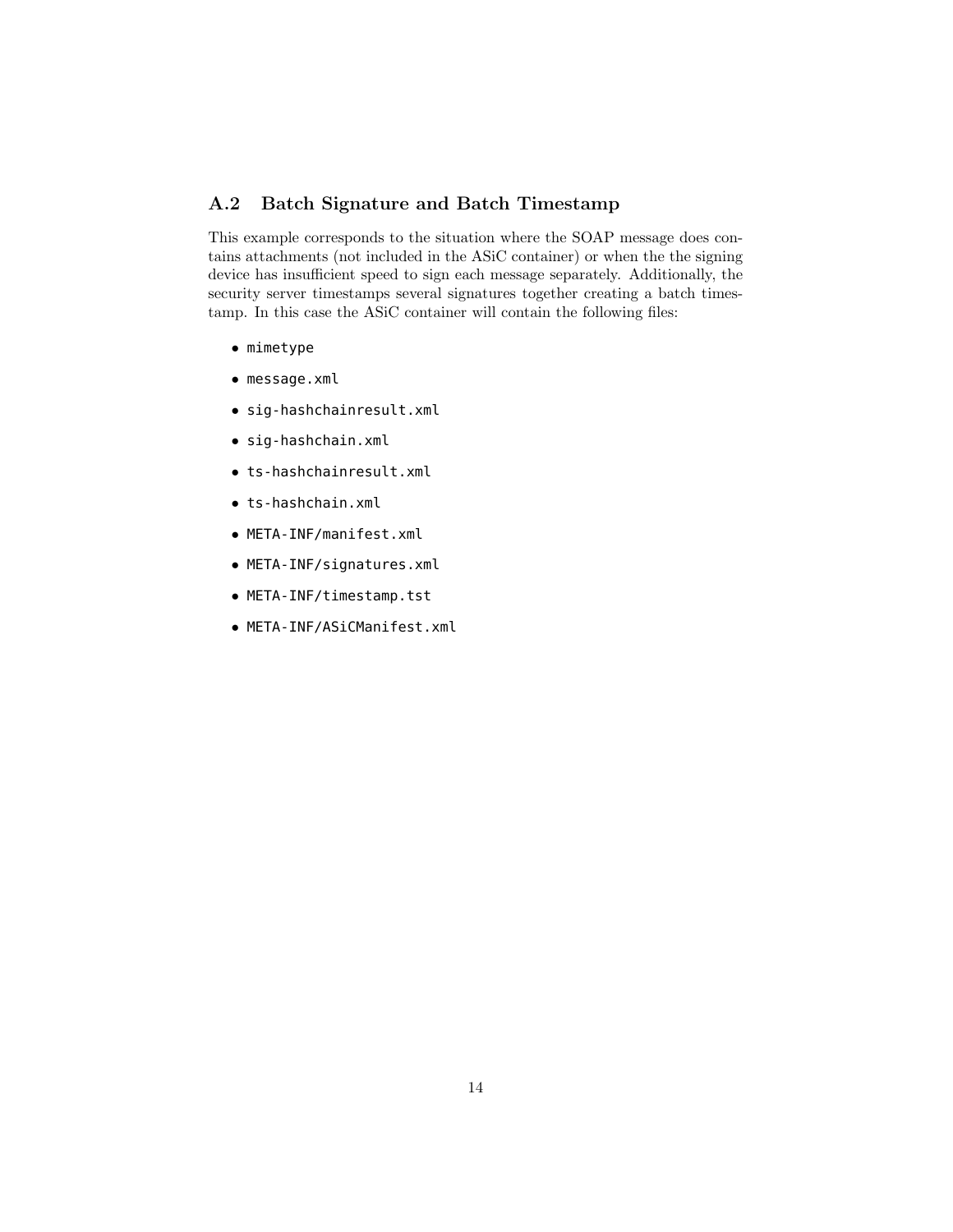## A.2 Batch Signature and Batch Timestamp

This example corresponds to the situation where the SOAP message does contains attachments (not included in the ASiC container) or when the the signing device has insufficient speed to sign each message separately. Additionally, the security server timestamps several signatures together creating a batch timestamp. In this case the ASiC container will contain the following files:

- `mimetype`
- `message.xml`
- `sig-hashchainresult.xml`
- `sig-hashchain.xml`
- `ts-hashchainresult.xml`
- `ts-hashchain.xml`
- `META-INF/manifest.xml`
- `META-INF/signatures.xml`
- `META-INF/timestamp.tst`
- `META-INF/ASiCManifest.xml`